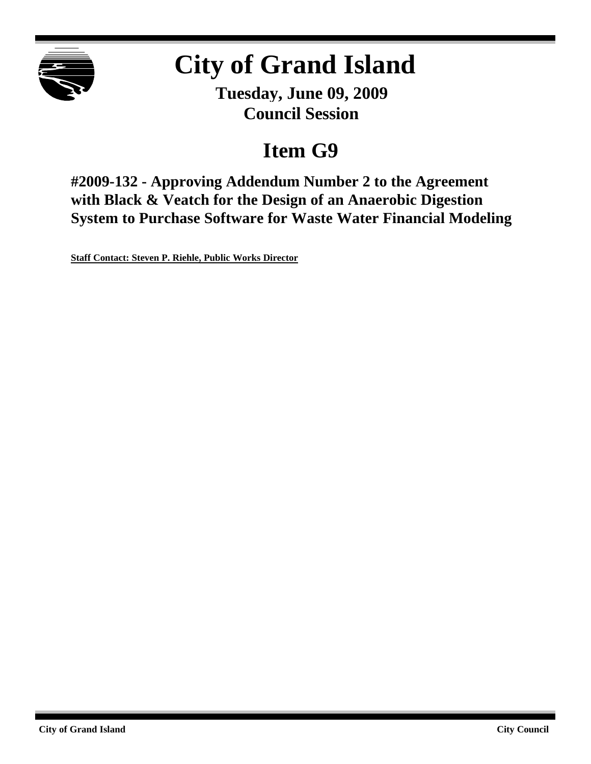# City of Grand Island

**Tuesday, June 09, 2009**
**Council Session**

## Item G9

### #2009-132 - Approving Addendum Number 2 to the Agreement with Black & Veatch for the Design of an Anaerobic Digestion System to Purchase Software for Waste Water Financial Modeling

**Staff Contact: Steven P. Riehle, Public Works Director**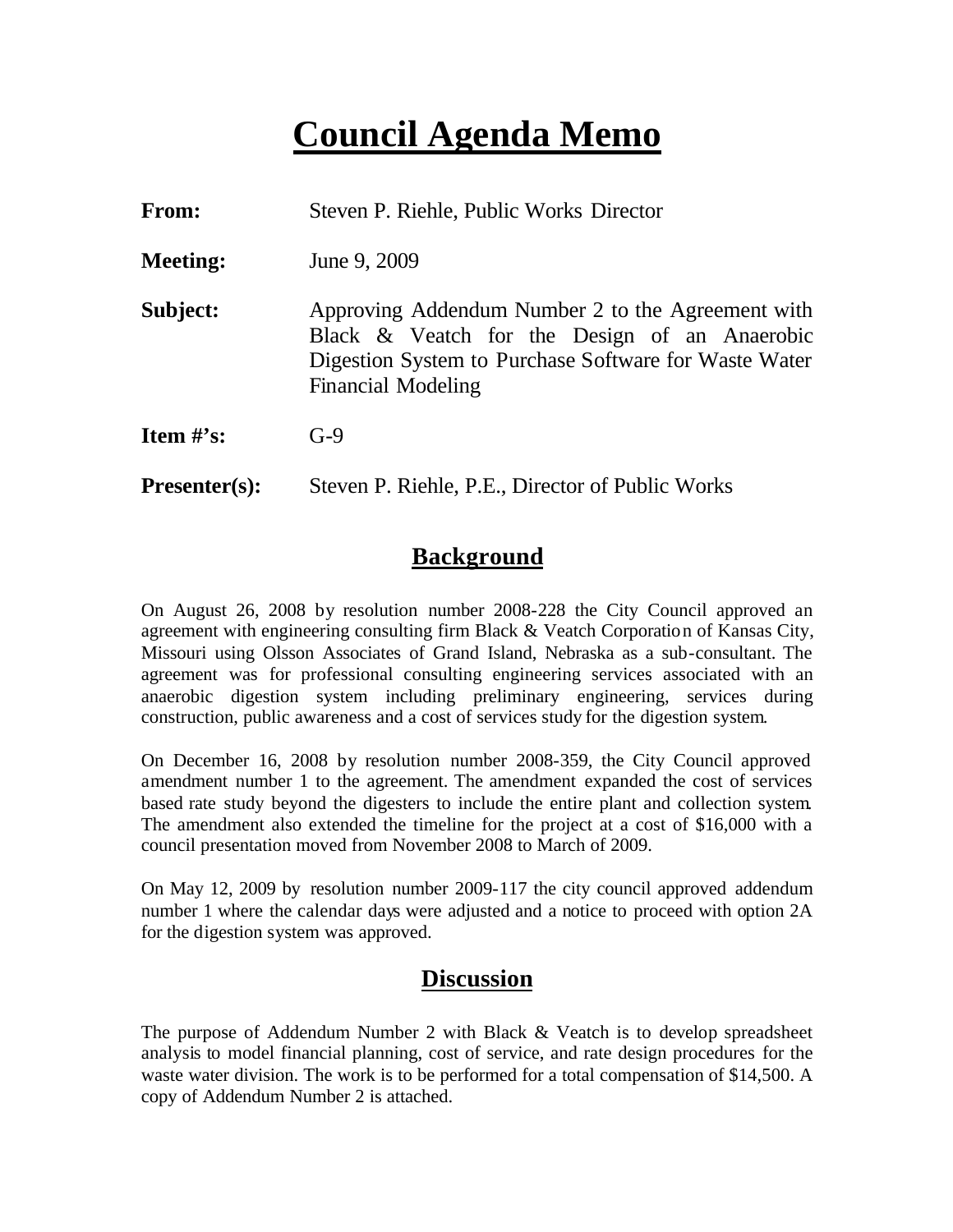# Council Agenda Memo

**From:** Steven P. Riehle, Public Works Director

**Meeting:** June 9, 2009

**Subject:** Approving Addendum Number 2 to the Agreement with Black & Veatch for the Design of an Anaerobic Digestion System to Purchase Software for Waste Water Financial Modeling

**Item #'s:** G-9

**Presenter(s):** Steven P. Riehle, P.E., Director of Public Works

## Background

On August 26, 2008 by resolution number 2008-228 the City Council approved an agreement with engineering consulting firm Black & Veatch Corporation of Kansas City, Missouri using Olsson Associates of Grand Island, Nebraska as a sub-consultant. The agreement was for professional consulting engineering services associated with an anaerobic digestion system including preliminary engineering, services during construction, public awareness and a cost of services study for the digestion system.

On December 16, 2008 by resolution number 2008-359, the City Council approved amendment number 1 to the agreement. The amendment expanded the cost of services based rate study beyond the digesters to include the entire plant and collection system. The amendment also extended the timeline for the project at a cost of $16,000 with a council presentation moved from November 2008 to March of 2009.

On May 12, 2009 by resolution number 2009-117 the city council approved addendum number 1 where the calendar days were adjusted and a notice to proceed with option 2A for the digestion system was approved.

## Discussion

The purpose of Addendum Number 2 with Black & Veatch is to develop spreadsheet analysis to model financial planning, cost of service, and rate design procedures for the waste water division. The work is to be performed for a total compensation of $14,500. A copy of Addendum Number 2 is attached.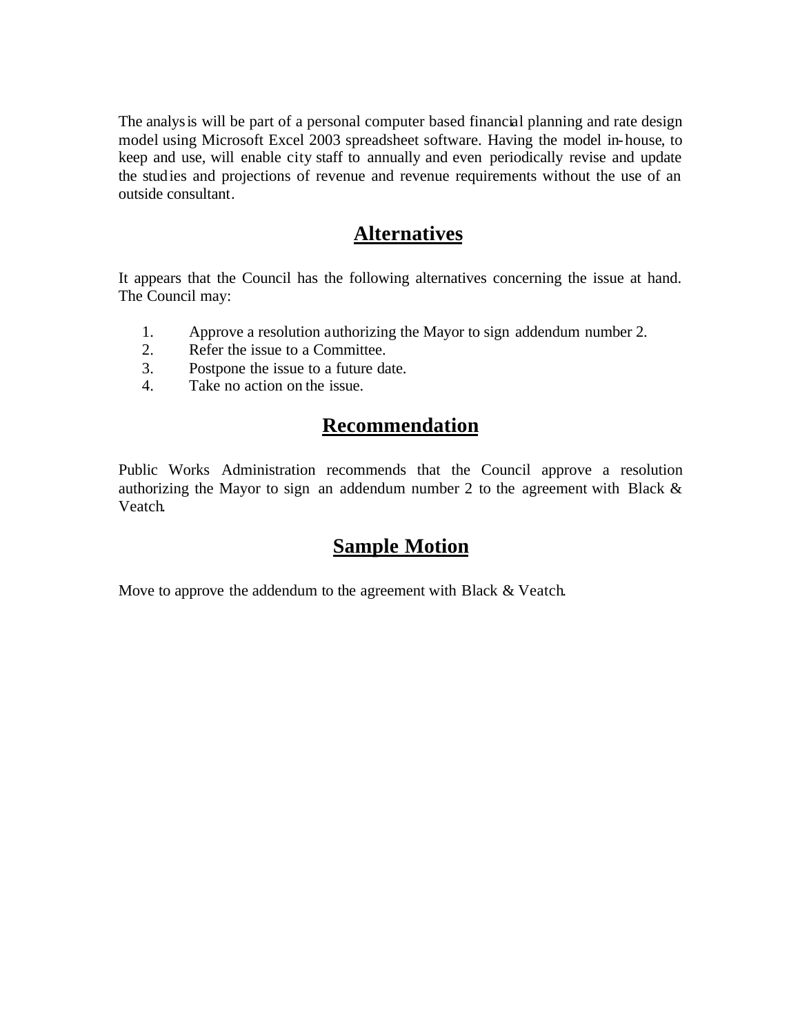The analysis will be part of a personal computer based financial planning and rate design model using Microsoft Excel 2003 spreadsheet software. Having the model in-house, to keep and use, will enable city staff to annually and even periodically revise and update the studies and projections of revenue and revenue requirements without the use of an outside consultant.

## Alternatives

It appears that the Council has the following alternatives concerning the issue at hand. The Council may:

1. Approve a resolution authorizing the Mayor to sign addendum number 2.
2. Refer the issue to a Committee.
3. Postpone the issue to a future date.
4. Take no action on the issue.

## Recommendation

Public Works Administration recommends that the Council approve a resolution authorizing the Mayor to sign an addendum number 2 to the agreement with Black & Veatch.

## Sample Motion

Move to approve the addendum to the agreement with Black & Veatch.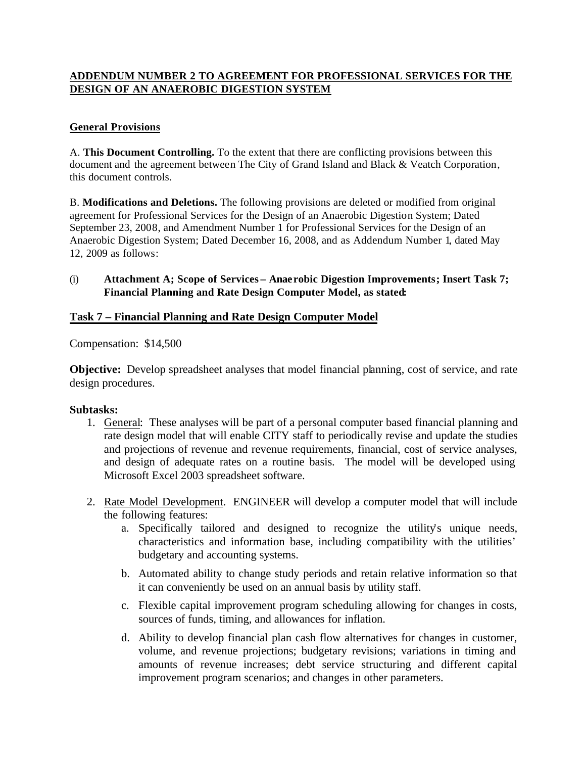**ADDENDUM NUMBER 2 TO AGREEMENT FOR PROFESSIONAL SERVICES FOR THE DESIGN OF AN ANAEROBIC DIGESTION SYSTEM**

**General Provisions**

A. **This Document Controlling.** To the extent that there are conflicting provisions between this document and the agreement between The City of Grand Island and Black & Veatch Corporation, this document controls.

B. **Modifications and Deletions.** The following provisions are deleted or modified from original agreement for Professional Services for the Design of an Anaerobic Digestion System; Dated September 23, 2008, and Amendment Number 1 for Professional Services for the Design of an Anaerobic Digestion System; Dated December 16, 2008, and as Addendum Number 1, dated May 12, 2009 as follows:

(i) **Attachment A; Scope of Services – Anaerobic Digestion Improvements; Insert Task 7; Financial Planning and Rate Design Computer Model, as stated:**

## Task 7 – Financial Planning and Rate Design Computer Model

Compensation: $14,500

**Objective:** Develop spreadsheet analyses that model financial planning, cost of service, and rate design procedures.

**Subtasks:**

1. General: These analyses will be part of a personal computer based financial planning and rate design model that will enable CITY staff to periodically revise and update the studies and projections of revenue and revenue requirements, financial, cost of service analyses, and design of adequate rates on a routine basis. The model will be developed using Microsoft Excel 2003 spreadsheet software.

2. Rate Model Development. ENGINEER will develop a computer model that will include the following features:
   a. Specifically tailored and designed to recognize the utility's unique needs, characteristics and information base, including compatibility with the utilities' budgetary and accounting systems.
   b. Automated ability to change study periods and retain relative information so that it can conveniently be used on an annual basis by utility staff.
   c. Flexible capital improvement program scheduling allowing for changes in costs, sources of funds, timing, and allowances for inflation.
   d. Ability to develop financial plan cash flow alternatives for changes in customer, volume, and revenue projections; budgetary revisions; variations in timing and amounts of revenue increases; debt service structuring and different capital improvement program scenarios; and changes in other parameters.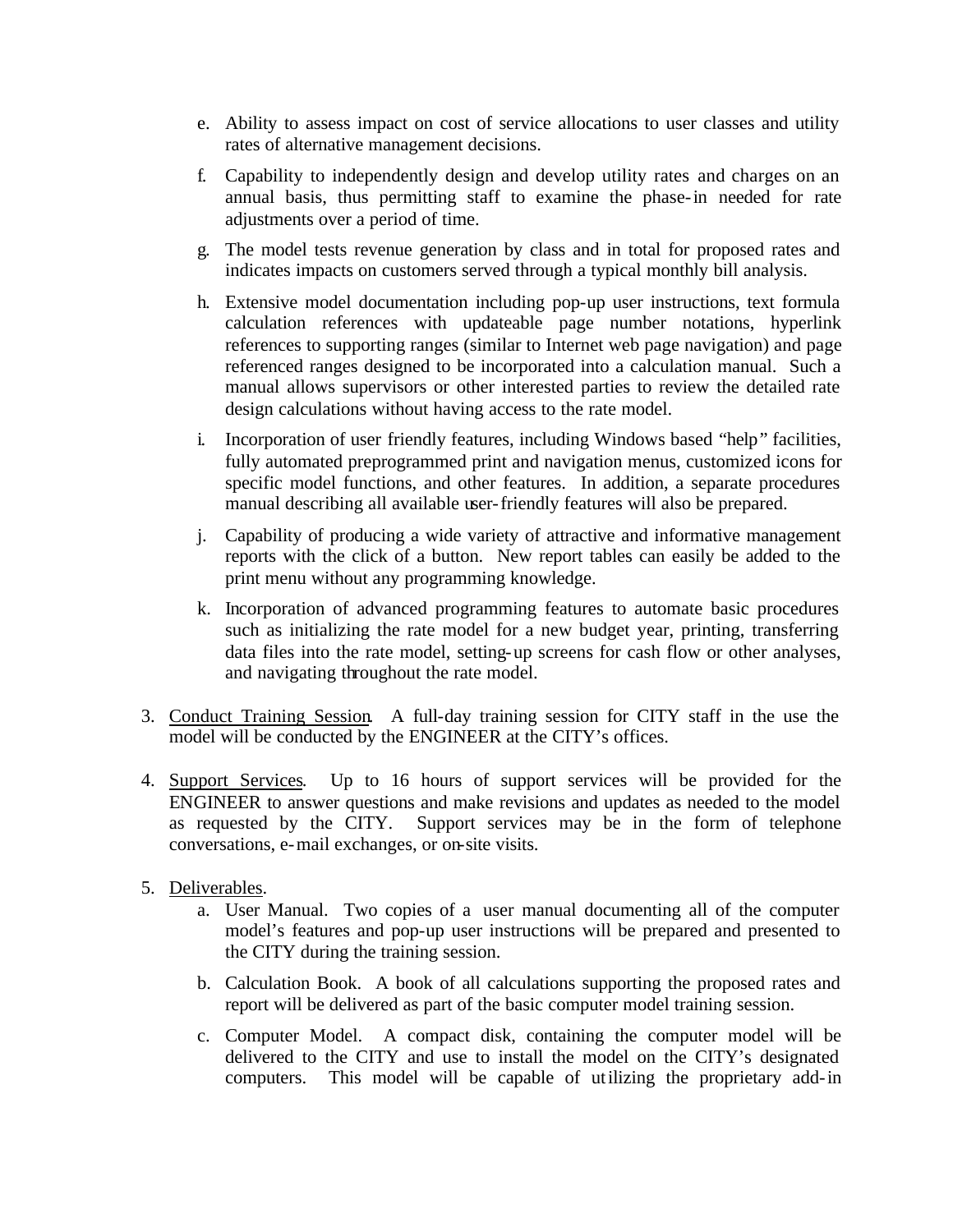e. Ability to assess impact on cost of service allocations to user classes and utility rates of alternative management decisions.

f. Capability to independently design and develop utility rates and charges on an annual basis, thus permitting staff to examine the phase-in needed for rate adjustments over a period of time.

g. The model tests revenue generation by class and in total for proposed rates and indicates impacts on customers served through a typical monthly bill analysis.

h. Extensive model documentation including pop-up user instructions, text formula calculation references with updateable page number notations, hyperlink references to supporting ranges (similar to Internet web page navigation) and page referenced ranges designed to be incorporated into a calculation manual. Such a manual allows supervisors or other interested parties to review the detailed rate design calculations without having access to the rate model.

i. Incorporation of user friendly features, including Windows based "help" facilities, fully automated preprogrammed print and navigation menus, customized icons for specific model functions, and other features. In addition, a separate procedures manual describing all available user-friendly features will also be prepared.

j. Capability of producing a wide variety of attractive and informative management reports with the click of a button. New report tables can easily be added to the print menu without any programming knowledge.

k. Incorporation of advanced programming features to automate basic procedures such as initializing the rate model for a new budget year, printing, transferring data files into the rate model, setting-up screens for cash flow or other analyses, and navigating throughout the rate model.

3. Conduct Training Session. A full-day training session for CITY staff in the use the model will be conducted by the ENGINEER at the CITY's offices.

4. Support Services. Up to 16 hours of support services will be provided for the ENGINEER to answer questions and make revisions and updates as needed to the model as requested by the CITY. Support services may be in the form of telephone conversations, e-mail exchanges, or on-site visits.

5. Deliverables.
   a. User Manual. Two copies of a user manual documenting all of the computer model's features and pop-up user instructions will be prepared and presented to the CITY during the training session.
   b. Calculation Book. A book of all calculations supporting the proposed rates and report will be delivered as part of the basic computer model training session.
   c. Computer Model. A compact disk, containing the computer model will be delivered to the CITY and use to install the model on the CITY's designated computers. This model will be capable of utilizing the proprietary add-in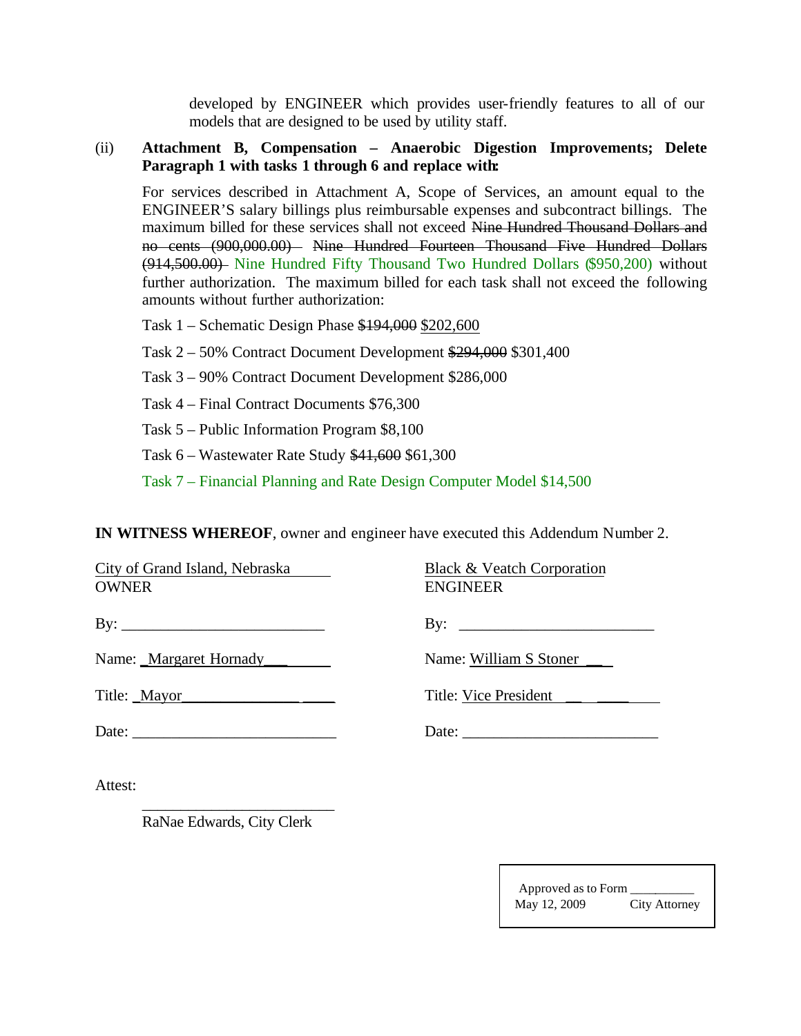developed by ENGINEER which provides user-friendly features to all of our models that are designed to be used by utility staff.

(ii) **Attachment B, Compensation – Anaerobic Digestion Improvements; Delete Paragraph 1 with tasks 1 through 6 and replace with:**

For services described in Attachment A, Scope of Services, an amount equal to the ENGINEER'S salary billings plus reimbursable expenses and subcontract billings. The maximum billed for these services shall not exceed ~~Nine Hundred Thousand Dollars and no cents (900,000.00)~~ ~~Nine Hundred Fourteen Thousand Five Hundred Dollars (914,500.00)~~ Nine Hundred Fifty Thousand Two Hundred Dollars ($950,200) without further authorization. The maximum billed for each task shall not exceed the following amounts without further authorization:

Task 1 – Schematic Design Phase ~~$194,000~~ $202,600

Task 2 – 50% Contract Document Development ~~$294,000~~ $301,400

Task 3 – 90% Contract Document Development $286,000

Task 4 – Final Contract Documents $76,300

Task 5 – Public Information Program $8,100

Task 6 – Wastewater Rate Study ~~$41,600~~ $61,300

Task 7 – Financial Planning and Rate Design Computer Model $14,500

**IN WITNESS WHEREOF**, owner and engineer have executed this Addendum Number 2.

| City of Grand Island, Nebraska<br>OWNER | Black & Veatch Corporation<br>ENGINEER |
|---|---|
| By: ________________________ | By: ________________________ |
| Name: Margaret Hornady | Name: William S Stoner |
| Title: Mayor | Title: Vice President |
| Date: ________________________ | Date: ________________________ |

Attest:

________________________
RaNae Edwards, City Clerk

Approved as to Form ________
May 12, 2009 City Attorney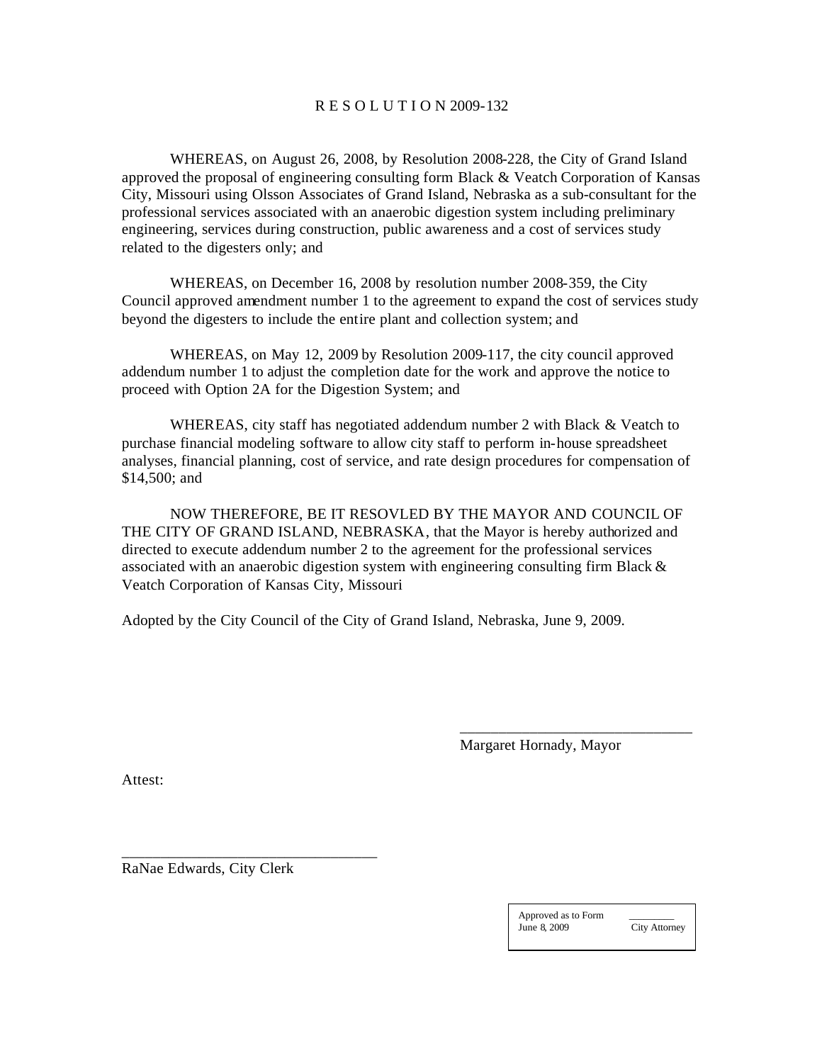# R E S O L U T I O N 2009-132

WHEREAS, on August 26, 2008, by Resolution 2008-228, the City of Grand Island approved the proposal of engineering consulting form Black & Veatch Corporation of Kansas City, Missouri using Olsson Associates of Grand Island, Nebraska as a sub-consultant for the professional services associated with an anaerobic digestion system including preliminary engineering, services during construction, public awareness and a cost of services study related to the digesters only; and

WHEREAS, on December 16, 2008 by resolution number 2008-359, the City Council approved amendment number 1 to the agreement to expand the cost of services study beyond the digesters to include the entire plant and collection system; and

WHEREAS, on May 12, 2009 by Resolution 2009-117, the city council approved addendum number 1 to adjust the completion date for the work and approve the notice to proceed with Option 2A for the Digestion System; and

WHEREAS, city staff has negotiated addendum number 2 with Black & Veatch to purchase financial modeling software to allow city staff to perform in-house spreadsheet analyses, financial planning, cost of service, and rate design procedures for compensation of $14,500; and

NOW THEREFORE, BE IT RESOVLED BY THE MAYOR AND COUNCIL OF THE CITY OF GRAND ISLAND, NEBRASKA, that the Mayor is hereby authorized and directed to execute addendum number 2 to the agreement for the professional services associated with an anaerobic digestion system with engineering consulting firm Black & Veatch Corporation of Kansas City, Missouri

Adopted by the City Council of the City of Grand Island, Nebraska, June 9, 2009.

\_\_\_\_\_\_\_\_\_\_\_\_\_\_\_\_\_\_\_\_\_\_\_\_\_\_\_\_\_\_\_\_
Margaret Hornady, Mayor

Attest:

\_\_\_\_\_\_\_\_\_\_\_\_\_\_\_\_\_\_\_\_\_\_\_\_\_\_\_\_\_\_\_\_
RaNae Edwards, City Clerk

Approved as to Form \_\_\_\_\_\_\_\_
June 8, 2009 City Attorney